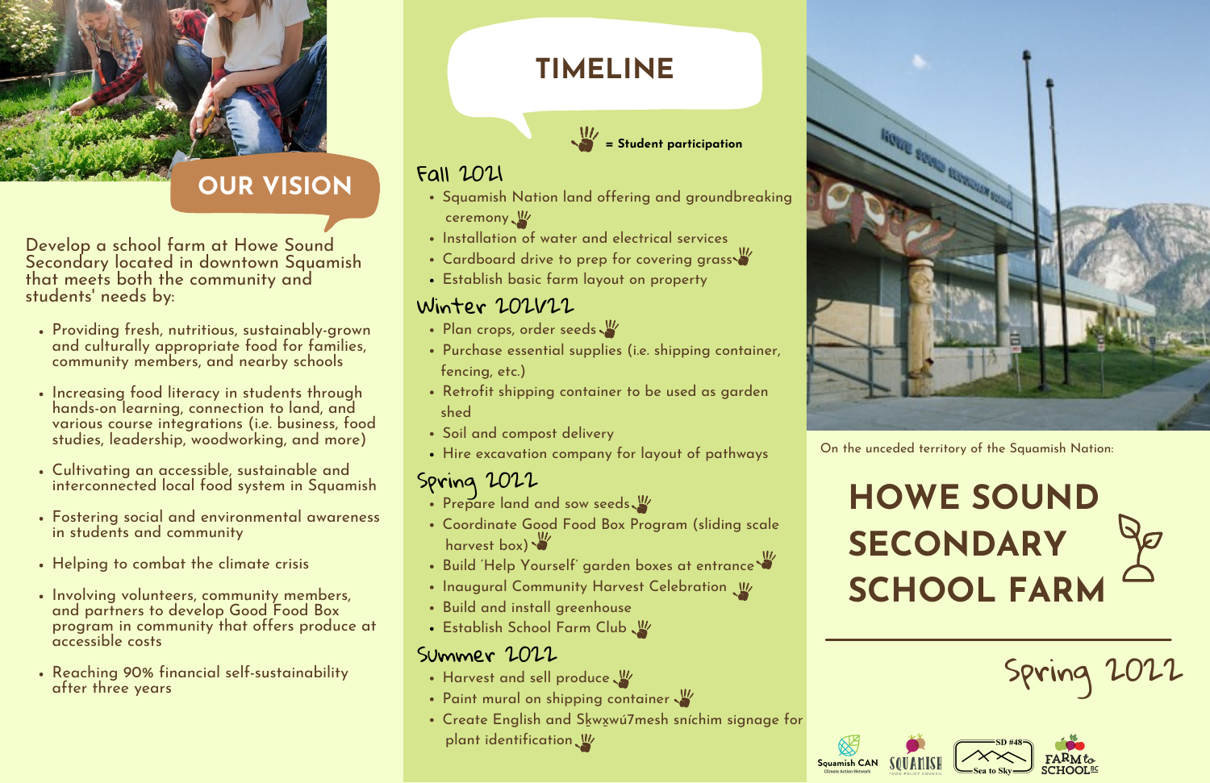## OUR VISION

Develop a school farm at Howe Sound Secondary located in downtown Squamish that meets both the community and students' needs by:

- Providing fresh, nutritious, sustainably-grown and culturally appropriate food for families, community members, and nearby schools
- Increasing food literacy in students through hands-on learning, connection to land, and various course integrations (i.e. business, food studies, leadership, woodworking, and more)
- Cultivating an accessible, sustainable and interconnected local food system in Squamish
- Fostering social and environmental awareness in students and community
- Helping to combat the climate crisis
- Involving volunteers, community members, and partners to develop Good Food Box program in community that offers produce at accessible costs
- Reaching 90% financial self-sustainability after three years

## TIMELINE

= Student participation

### Fall 2021

- Squamish Nation land offering and groundbreaking ceremony
- Installation of water and electrical services
- Cardboard drive to prep for covering grass
- Establish basic farm layout on property

### Winter 2021/22

- Plan crops, order seeds
- Purchase essential supplies (i.e. shipping container, fencing, etc.)
- Retrofit shipping container to be used as garden shed
- Soil and compost delivery
- Hire excavation company for layout of pathways

### Spring 2022

- Prepare land and sow seeds
- Coordinate Good Food Box Program (sliding scale harvest box)
- Build 'Help Yourself' garden boxes at entrance
- Inaugural Community Harvest Celebration
- Build and install greenhouse
- Establish School Farm Club

### Summer 2022

- Harvest and sell produce
- Paint mural on shipping container
- Create English and Sḵwx̱wú7mesh sníchim signage for plant identification

On the unceded territory of the Squamish Nation:

# HOWE SOUND SECONDARY SCHOOL FARM

Spring 2022

Squamish CAN Climate Action Network · Squamish Food Policy Council · SD #48 Sea to Sky · Farm to School BC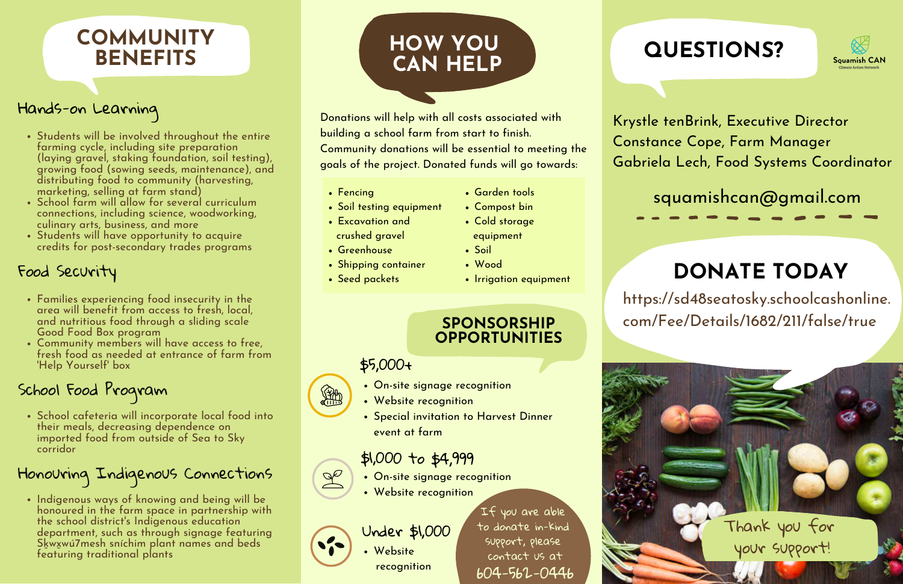# COMMUNITY BENEFITS

## Hands-on Learning

- Students will be involved throughout the entire farming cycle, including site preparation (laying gravel, staking foundation, soil testing), growing food (sowing seeds, maintenance), and distributing food to community (harvesting, marketing, selling at farm stand)
- School farm will allow for several curriculum connections, including science, woodworking, culinary arts, business, and more
- Students will have opportunity to acquire credits for post-secondary trades programs

## Food Security

- Families experiencing food insecurity in the area will benefit from access to fresh, local, and nutritious food through a sliding scale Good Food Box program
- Community members will have access to free, fresh food as needed at entrance of farm from 'Help Yourself' box

## School Food Program

- School cafeteria will incorporate local food into their meals, decreasing dependence on imported food from outside of Sea to Sky corridor

## Honouring Indigenous Connections

- Indigenous ways of knowing and being will be honoured in the farm space in partnership with the school district's Indigenous education department, such as through signage featuring Sḵwx̱wú7mesh sníchim plant names and beds featuring traditional plants

# HOW YOU CAN HELP

Donations will help with all costs associated with building a school farm from start to finish. Community donations will be essential to meeting the goals of the project. Donated funds will go towards:

- Fencing
- Soil testing equipment
- Excavation and crushed gravel
- Greenhouse
- Shipping container
- Seed packets
- Garden tools
- Compost bin
- Cold storage equipment
- Soil
- Wood
- Irrigation equipment

## SPONSORSHIP OPPORTUNITIES

### $5,000+

- On-site signage recognition
- Website recognition
- Special invitation to Harvest Dinner event at farm

### $1,000 to $4,999

- On-site signage recognition
- Website recognition

### Under $1,000

- Website recognition

If you are able to donate in-kind support, please contact us at 604-562-0446

# QUESTIONS?

Squamish CAN
Climate Action Network

Krystle tenBrink, Executive Director
Constance Cope, Farm Manager
Gabriela Lech, Food Systems Coordinator

squamishcan@gmail.com

# DONATE TODAY

https://sd48seatosky.schoolcashonline.com/Fee/Details/1682/211/false/true

Thank you for your support!